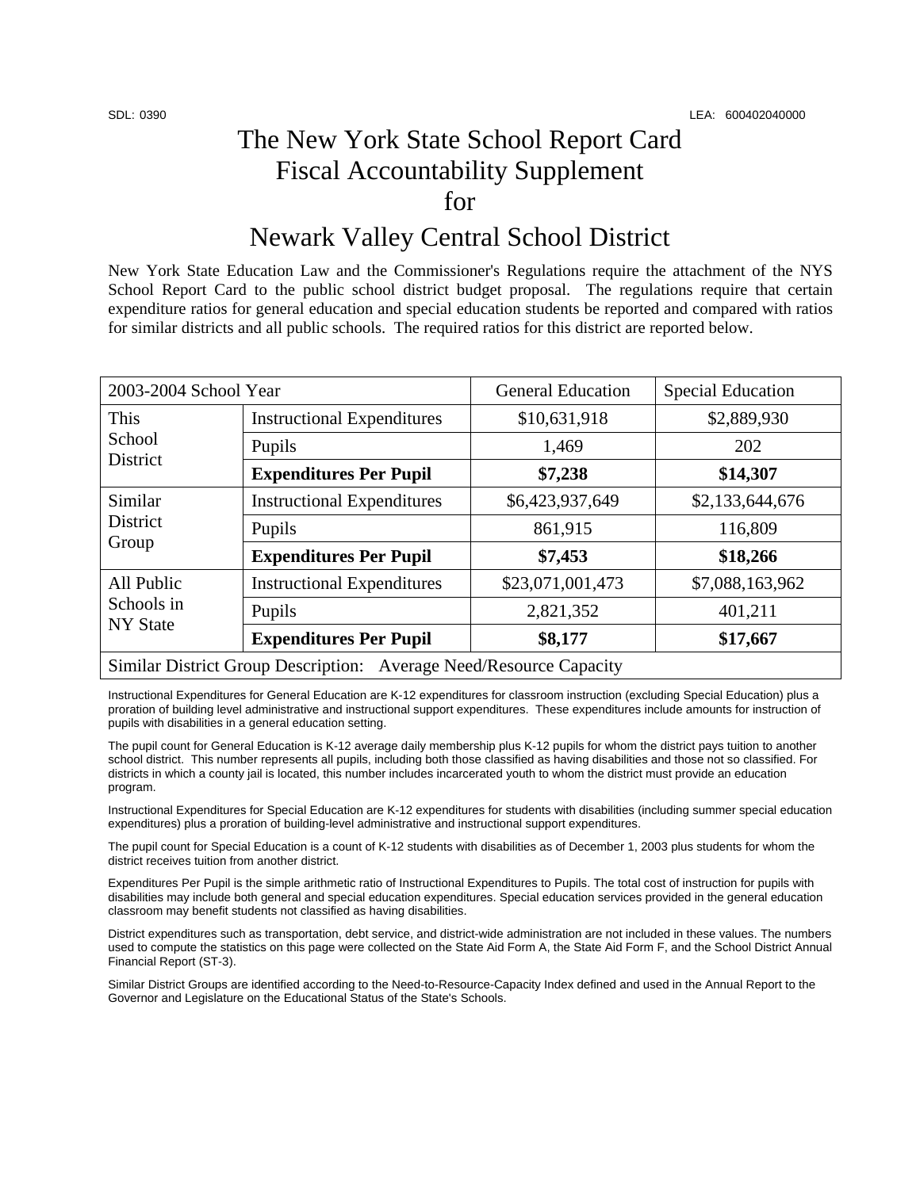SDL: 0390 LEA: 600402040000

# The New York State School Report Card Fiscal Accountability Supplement for

# Newark Valley Central School District

New York State Education Law and the Commissioner's Regulations require the attachment of the NYS School Report Card to the public school district budget proposal. The regulations require that certain expenditure ratios for general education and special education students be reported and compared with ratios for similar districts and all public schools. The required ratios for this district are reported below.

| 2003-2004 School Year | | General Education | Special Education |
|---|---|---|---|
| This School District | Instructional Expenditures | $10,631,918 | $2,889,930 |
| | Pupils | 1,469 | 202 |
| | **Expenditures Per Pupil** | **$7,238** | **$14,307** |
| Similar District Group | Instructional Expenditures | $6,423,937,649 | $2,133,644,676 |
| | Pupils | 861,915 | 116,809 |
| | **Expenditures Per Pupil** | **$7,453** | **$18,266** |
| All Public Schools in NY State | Instructional Expenditures | $23,071,001,473 | $7,088,163,962 |
| | Pupils | 2,821,352 | 401,211 |
| | **Expenditures Per Pupil** | **$8,177** | **$17,667** |
| Similar District Group Description: Average Need/Resource Capacity | | | |

Instructional Expenditures for General Education are K-12 expenditures for classroom instruction (excluding Special Education) plus a proration of building level administrative and instructional support expenditures. These expenditures include amounts for instruction of pupils with disabilities in a general education setting.

The pupil count for General Education is K-12 average daily membership plus K-12 pupils for whom the district pays tuition to another school district. This number represents all pupils, including both those classified as having disabilities and those not so classified. For districts in which a county jail is located, this number includes incarcerated youth to whom the district must provide an education program.

Instructional Expenditures for Special Education are K-12 expenditures for students with disabilities (including summer special education expenditures) plus a proration of building-level administrative and instructional support expenditures.

The pupil count for Special Education is a count of K-12 students with disabilities as of December 1, 2003 plus students for whom the district receives tuition from another district.

Expenditures Per Pupil is the simple arithmetic ratio of Instructional Expenditures to Pupils. The total cost of instruction for pupils with disabilities may include both general and special education expenditures. Special education services provided in the general education classroom may benefit students not classified as having disabilities.

District expenditures such as transportation, debt service, and district-wide administration are not included in these values. The numbers used to compute the statistics on this page were collected on the State Aid Form A, the State Aid Form F, and the School District Annual Financial Report (ST-3).

Similar District Groups are identified according to the Need-to-Resource-Capacity Index defined and used in the Annual Report to the Governor and Legislature on the Educational Status of the State's Schools.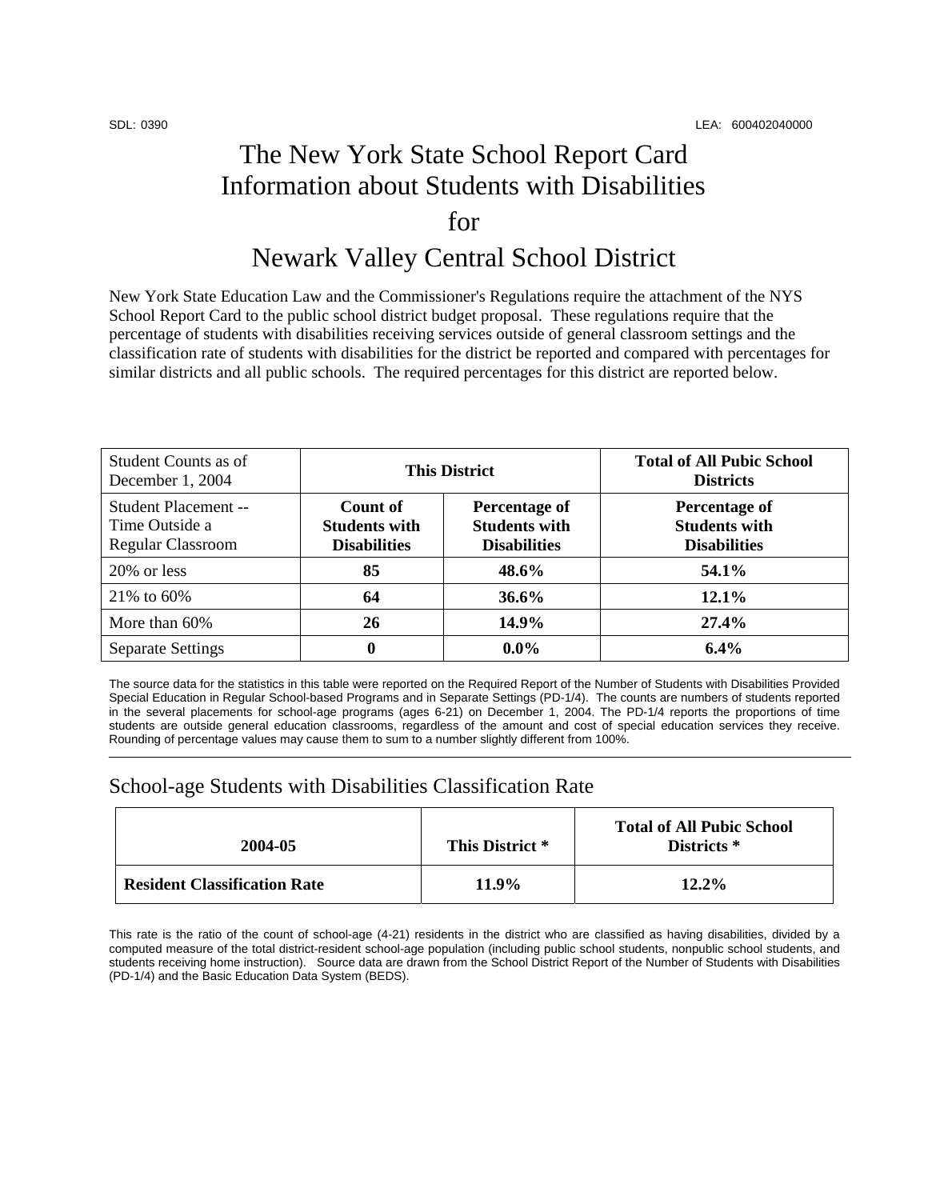SDL: 0390 LEA: 600402040000

# The New York State School Report Card Information about Students with Disabilities for Newark Valley Central School District

New York State Education Law and the Commissioner's Regulations require the attachment of the NYS School Report Card to the public school district budget proposal. These regulations require that the percentage of students with disabilities receiving services outside of general classroom settings and the classification rate of students with disabilities for the district be reported and compared with percentages for similar districts and all public schools. The required percentages for this district are reported below.

| Student Counts as of December 1, 2004 | **This District** | | **Total of All Pubic School Districts** |
|---|---|---|---|
| Student Placement -- Time Outside a Regular Classroom | **Count of Students with Disabilities** | **Percentage of Students with Disabilities** | **Percentage of Students with Disabilities** |
| 20% or less | **85** | **48.6%** | **54.1%** |
| 21% to 60% | **64** | **36.6%** | **12.1%** |
| More than 60% | **26** | **14.9%** | **27.4%** |
| Separate Settings | **0** | **0.0%** | **6.4%** |

The source data for the statistics in this table were reported on the Required Report of the Number of Students with Disabilities Provided Special Education in Regular School-based Programs and in Separate Settings (PD-1/4). The counts are numbers of students reported in the several placements for school-age programs (ages 6-21) on December 1, 2004. The PD-1/4 reports the proportions of time students are outside general education classrooms, regardless of the amount and cost of special education services they receive. Rounding of percentage values may cause them to sum to a number slightly different from 100%.

## School-age Students with Disabilities Classification Rate

| **2004-05** | **This District *** | **Total of All Pubic School Districts *** |
|---|---|---|
| **Resident Classification Rate** | **11.9%** | **12.2%** |

This rate is the ratio of the count of school-age (4-21) residents in the district who are classified as having disabilities, divided by a computed measure of the total district-resident school-age population (including public school students, nonpublic school students, and students receiving home instruction). Source data are drawn from the School District Report of the Number of Students with Disabilities (PD-1/4) and the Basic Education Data System (BEDS).